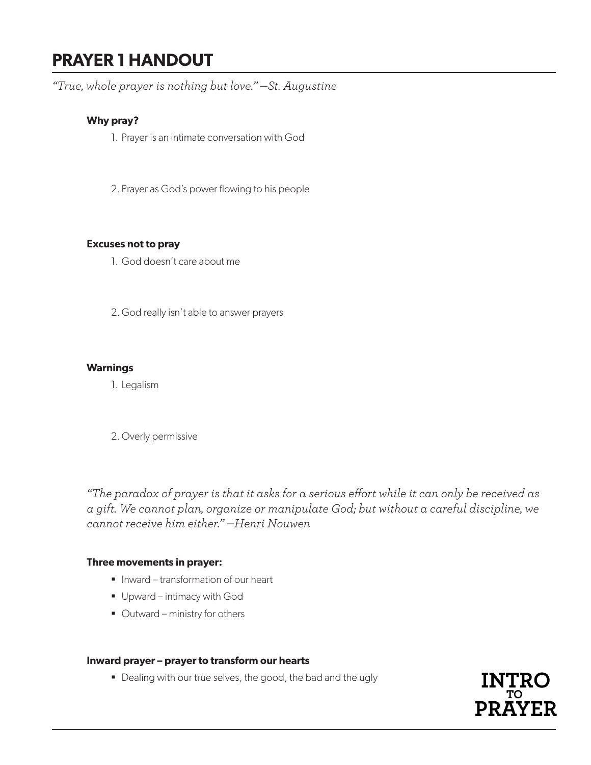# PRAYER 1 HANDOUT

*"True, whole prayer is nothing but love." —St. Augustine*

**Why pray?**

1. Prayer is an intimate conversation with God

2. Prayer as God's power flowing to his people

**Excuses not to pray**

1. God doesn't care about me

2. God really isn't able to answer prayers

**Warnings**

1. Legalism

2. Overly permissive

*"The paradox of prayer is that it asks for a serious effort while it can only be received as a gift. We cannot plan, organize or manipulate God; but without a careful discipline, we cannot receive him either." —Henri Nouwen*

**Three movements in prayer:**

- Inward – transformation of our heart
- Upward – intimacy with God
- Outward – ministry for others

**Inward prayer – prayer to transform our hearts**

- Dealing with our true selves, the good, the bad and the ugly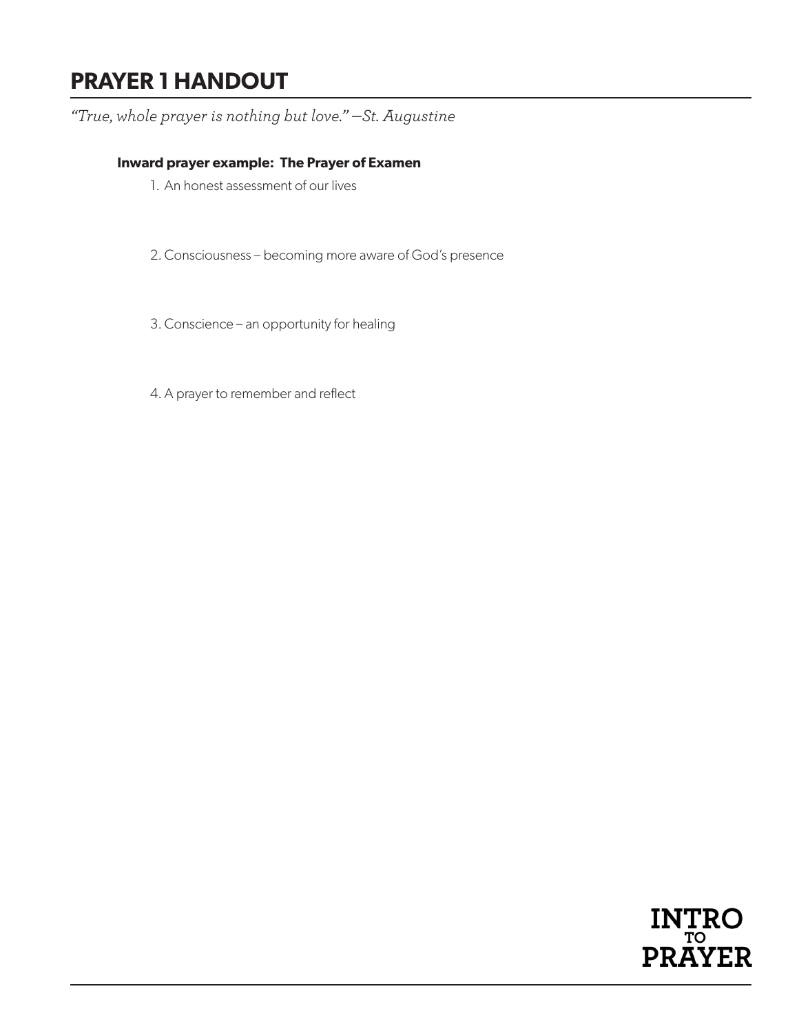# PRAYER 1 HANDOUT

*"True, whole prayer is nothing but love." —St. Augustine*

**Inward prayer example: The Prayer of Examen**

1. An honest assessment of our lives

2. Consciousness – becoming more aware of God's presence

3. Conscience – an opportunity for healing

4. A prayer to remember and reflect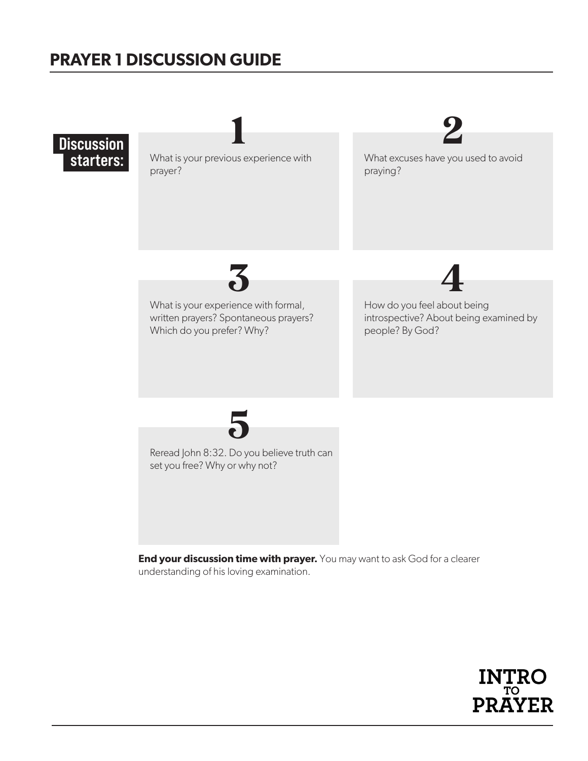# PRAYER 1 DISCUSSION GUIDE

**Discussion starters:**

**1**

What is your previous experience with prayer?

**2**

What excuses have you used to avoid praying?

**3**

What is your experience with formal, written prayers? Spontaneous prayers? Which do you prefer? Why?

**4**

How do you feel about being introspective? About being examined by people? By God?

**5**

Reread John 8:32. Do you believe truth can set you free? Why or why not?

**End your discussion time with prayer.** You may want to ask God for a clearer understanding of his loving examination.

INTRO TO PRAYER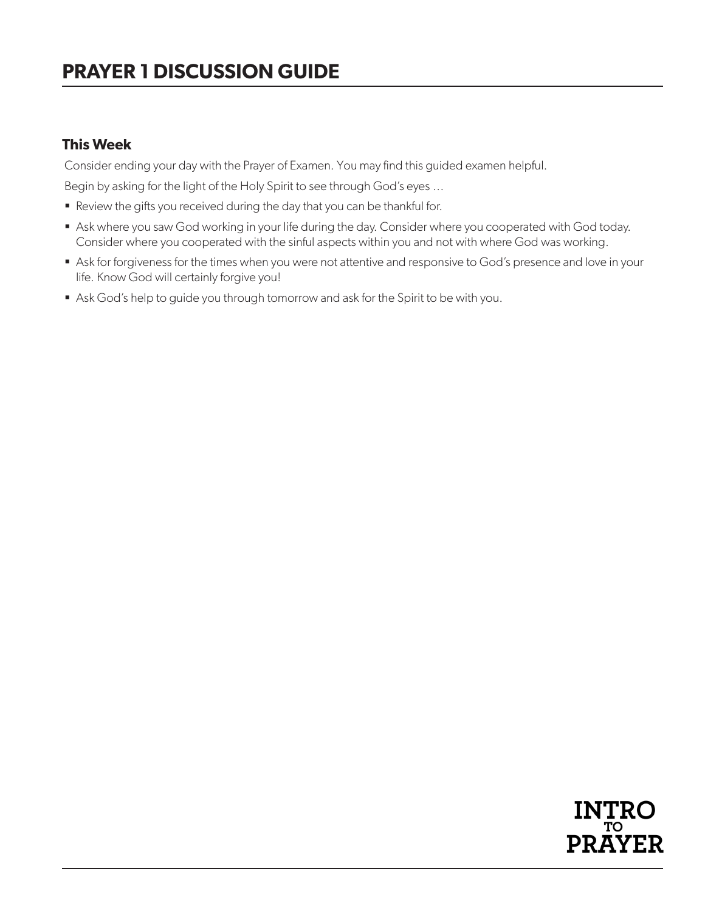# PRAYER 1 DISCUSSION GUIDE

### This Week

Consider ending your day with the Prayer of Examen. You may find this guided examen helpful.

Begin by asking for the light of the Holy Spirit to see through God's eyes …

- Review the gifts you received during the day that you can be thankful for.
- Ask where you saw God working in your life during the day. Consider where you cooperated with God today. Consider where you cooperated with the sinful aspects within you and not with where God was working.
- Ask for forgiveness for the times when you were not attentive and responsive to God's presence and love in your life. Know God will certainly forgive you!
- Ask God's help to guide you through tomorrow and ask for the Spirit to be with you.